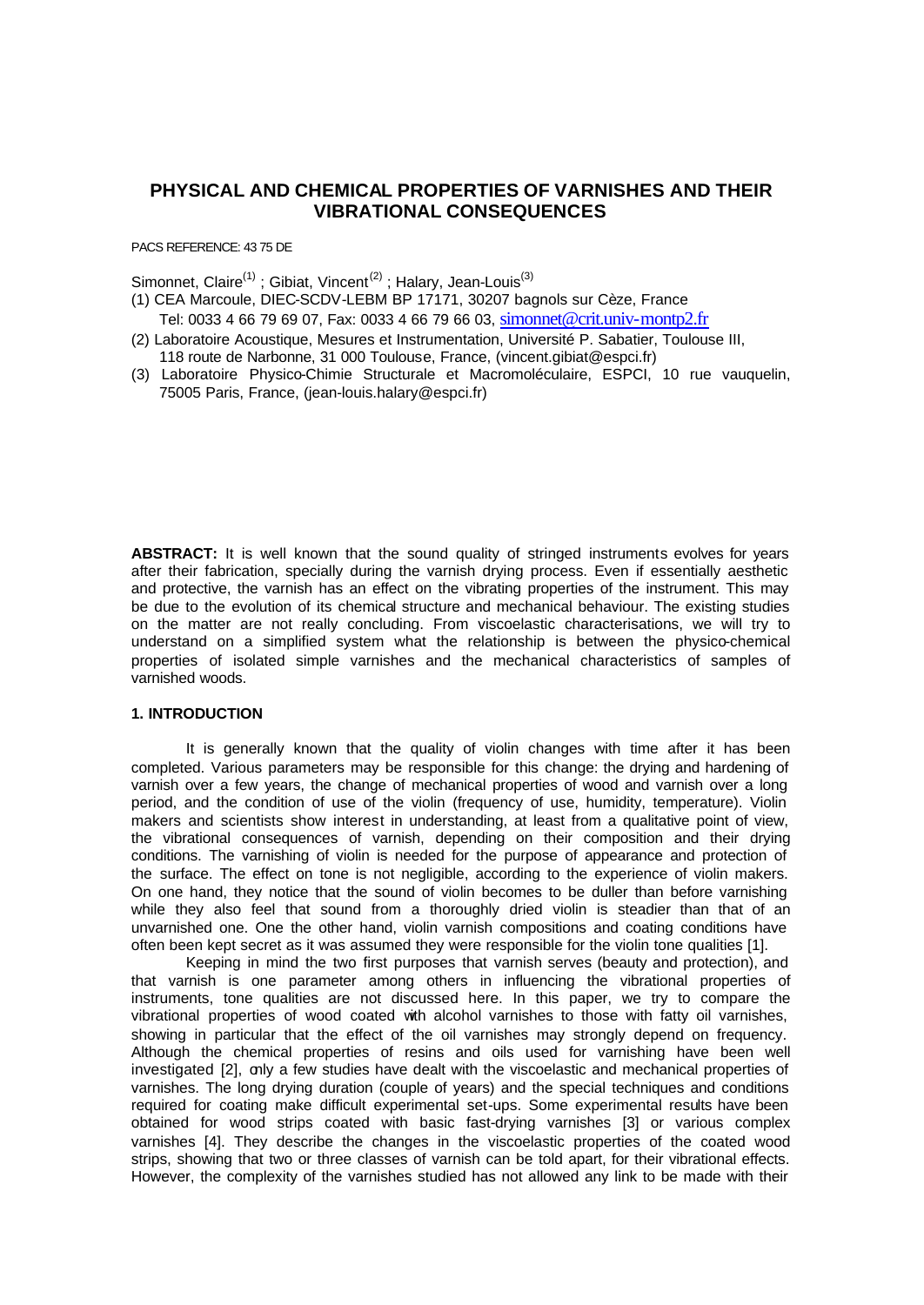# PHYSICAL AND CHEMICAL PROPERTIES OF VARNISHES AND THEIR VIBRATIONAL CONSEQUENCES

PACS REFERENCE: 43 75 DE

Simonnet, Claire[(1)] ; Gibiat, Vincent[(2)] ; Halary, Jean-Louis[(3)]

(1) CEA Marcoule, DIEC-SCDV-LEBM BP 17171, 30207 bagnols sur Cèze, France
Tel: 0033 4 66 79 69 07, Fax: 0033 4 66 79 66 03, simonnet@crit.univ-montp2.fr

(2) Laboratoire Acoustique, Mesures et Instrumentation, Université P. Sabatier, Toulouse III, 118 route de Narbonne, 31 000 Toulouse, France, (vincent.gibiat@espci.fr)

(3) Laboratoire Physico-Chimie Structurale et Macromoléculaire, ESPCI, 10 rue vauquelin, 75005 Paris, France, (jean-louis.halary@espci.fr)

**ABSTRACT:** It is well known that the sound quality of stringed instruments evolves for years after their fabrication, specially during the varnish drying process. Even if essentially aesthetic and protective, the varnish has an effect on the vibrating properties of the instrument. This may be due to the evolution of its chemical structure and mechanical behaviour. The existing studies on the matter are not really concluding. From viscoelastic characterisations, we will try to understand on a simplified system what the relationship is between the physico-chemical properties of isolated simple varnishes and the mechanical characteristics of samples of varnished woods.

## 1. INTRODUCTION

It is generally known that the quality of violin changes with time after it has been completed. Various parameters may be responsible for this change: the drying and hardening of varnish over a few years, the change of mechanical properties of wood and varnish over a long period, and the condition of use of the violin (frequency of use, humidity, temperature). Violin makers and scientists show interest in understanding, at least from a qualitative point of view, the vibrational consequences of varnish, depending on their composition and their drying conditions. The varnishing of violin is needed for the purpose of appearance and protection of the surface. The effect on tone is not negligible, according to the experience of violin makers. On one hand, they notice that the sound of violin becomes to be duller than before varnishing while they also feel that sound from a thoroughly dried violin is steadier than that of an unvarnished one. One the other hand, violin varnish compositions and coating conditions have often been kept secret as it was assumed they were responsible for the violin tone qualities [1].

Keeping in mind the two first purposes that varnish serves (beauty and protection), and that varnish is one parameter among others in influencing the vibrational properties of instruments, tone qualities are not discussed here. In this paper, we try to compare the vibrational properties of wood coated with alcohol varnishes to those with fatty oil varnishes, showing in particular that the effect of the oil varnishes may strongly depend on frequency. Although the chemical properties of resins and oils used for varnishing have been well investigated [2], only a few studies have dealt with the viscoelastic and mechanical properties of varnishes. The long drying duration (couple of years) and the special techniques and conditions required for coating make difficult experimental set-ups. Some experimental results have been obtained for wood strips coated with basic fast-drying varnishes [3] or various complex varnishes [4]. They describe the changes in the viscoelastic properties of the coated wood strips, showing that two or three classes of varnish can be told apart, for their vibrational effects. However, the complexity of the varnishes studied has not allowed any link to be made with their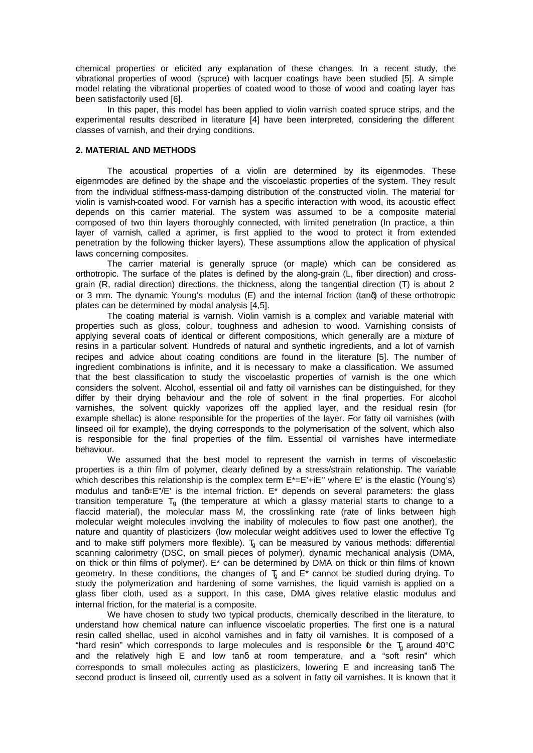chemical properties or elicited any explanation of these changes. In a recent study, the vibrational properties of wood (spruce) with lacquer coatings have been studied [5]. A simple model relating the vibrational properties of coated wood to those of wood and coating layer has been satisfactorily used [6].

In this paper, this model has been applied to violin varnish coated spruce strips, and the experimental results described in literature [4] have been interpreted, considering the different classes of varnish, and their drying conditions.

## 2. MATERIAL AND METHODS

The acoustical properties of a violin are determined by its eigenmodes. These eigenmodes are defined by the shape and the viscoelastic properties of the system. They result from the individual stiffness-mass-damping distribution of the constructed violin. The material for violin is varnish-coated wood. For varnish has a specific interaction with wood, its acoustic effect depends on this carrier material. The system was assumed to be a composite material composed of two thin layers thoroughly connected, with limited penetration (In practice, a thin layer of varnish, called a aprimer, is first applied to the wood to protect it from extended penetration by the following thicker layers). These assumptions allow the application of physical laws concerning composites.

The carrier material is generally spruce (or maple) which can be considered as orthotropic. The surface of the plates is defined by the along-grain (L, fiber direction) and cross-grain (R, radial direction) directions, the thickness, along the tangential direction (T) is about 2 or 3 mm. The dynamic Young's modulus (E) and the internal friction ($\tan\delta$) of these orthotropic plates can be determined by modal analysis [4,5].

The coating material is varnish. Violin varnish is a complex and variable material with properties such as gloss, colour, toughness and adhesion to wood. Varnishing consists of applying several coats of identical or different compositions, which generally are a mixture of resins in a particular solvent. Hundreds of natural and synthetic ingredients, and a lot of varnish recipes and advice about coating conditions are found in the literature [5]. The number of ingredient combinations is infinite, and it is necessary to make a classification. We assumed that the best classification to study the viscoelastic properties of varnish is the one which considers the solvent. Alcohol, essential oil and fatty oil varnishes can be distinguished, for they differ by their drying behaviour and the role of solvent in the final properties. For alcohol varnishes, the solvent quickly vaporizes off the applied layer, and the residual resin (for example shellac) is alone responsible for the properties of the layer. For fatty oil varnishes (with linseed oil for example), the drying corresponds to the polymerisation of the solvent, which also is responsible for the final properties of the film. Essential oil varnishes have intermediate behaviour.

We assumed that the best model to represent the varnish in terms of viscoelastic properties is a thin film of polymer, clearly defined by a stress/strain relationship. The variable which describes this relationship is the complex term $E^*=E'+iE''$ where E' is the elastic (Young's) modulus and $\tan\delta=E''/E'$ is the internal friction. E* depends on several parameters: the glass transition temperature $T_g$ (the temperature at which a glassy material starts to change to a flaccid material), the molecular mass M, the crosslinking rate (rate of links between high molecular weight molecules involving the inability of molecules to flow past one another), the nature and quantity of plasticizers (low molecular weight additives used to lower the effective Tg and to make stiff polymers more flexible). $T_g$ can be measured by various methods: differential scanning calorimetry (DSC, on small pieces of polymer), dynamic mechanical analysis (DMA, on thick or thin films of polymer). E* can be determined by DMA on thick or thin films of known geometry. In these conditions, the changes of $T_g$ and E* cannot be studied during drying. To study the polymerization and hardening of some varnishes, the liquid varnish is applied on a glass fiber cloth, used as a support. In this case, DMA gives relative elastic modulus and internal friction, for the material is a composite.

We have chosen to study two typical products, chemically described in the literature, to understand how chemical nature can influence viscoelatic properties. The first one is a natural resin called shellac, used in alcohol varnishes and in fatty oil varnishes. It is composed of a "hard resin" which corresponds to large molecules and is responsible for the $T_g$ around 40°C and the relatively high E and low $\tan\delta$ at room temperature, and a "soft resin" which corresponds to small molecules acting as plasticizers, lowering E and increasing $\tan\delta$. The second product is linseed oil, currently used as a solvent in fatty oil varnishes. It is known that it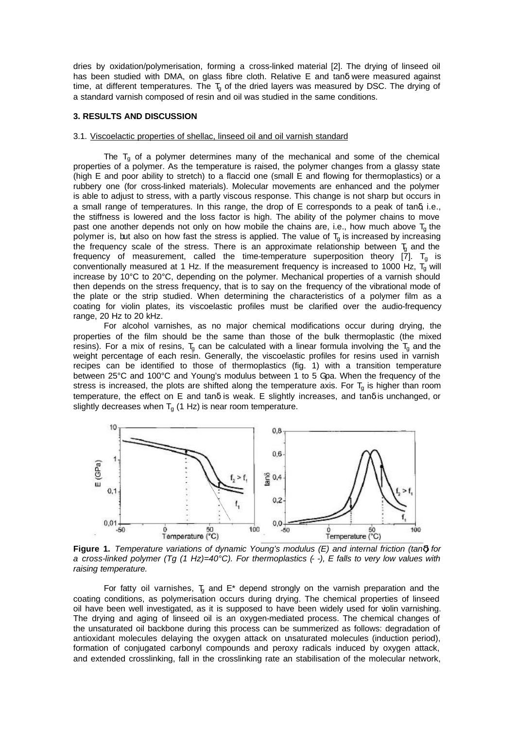dries by oxidation/polymerisation, forming a cross-linked material [2]. The drying of linseed oil has been studied with DMA, on glass fibre cloth. Relative E and tanδ were measured against time, at different temperatures. The $T_g$ of the dried layers was measured by DSC. The drying of a standard varnish composed of resin and oil was studied in the same conditions.

## 3. RESULTS AND DISCUSSION

### 3.1. Viscoelactic properties of shellac, linseed oil and oil varnish standard

The $T_g$ of a polymer determines many of the mechanical and some of the chemical properties of a polymer. As the temperature is raised, the polymer changes from a glassy state (high E and poor ability to stretch) to a flaccid one (small E and flowing for thermoplastics) or a rubbery one (for cross-linked materials). Molecular movements are enhanced and the polymer is able to adjust to stress, with a partly viscous response. This change is not sharp but occurs in a small range of temperatures. In this range, the drop of E corresponds to a peak of tanδ, i.e., the stiffness is lowered and the loss factor is high. The ability of the polymer chains to move past one another depends not only on how mobile the chains are, i.e., how much above $T_g$ the polymer is, but also on how fast the stress is applied. The value of $T_g$ is increased by increasing the frequency scale of the stress. There is an approximate relationship between $T_g$ and the frequency of measurement, called the time-temperature superposition theory [7]. $T_g$ is conventionally measured at 1 Hz. If the measurement frequency is increased to 1000 Hz, $T_g$ will increase by 10°C to 20°C, depending on the polymer. Mechanical properties of a varnish should then depends on the stress frequency, that is to say on the frequency of the vibrational mode of the plate or the strip studied. When determining the characteristics of a polymer film as a coating for violin plates, its viscoelastic profiles must be clarified over the audio-frequency range, 20 Hz to 20 kHz.

For alcohol varnishes, as no major chemical modifications occur during drying, the properties of the film should be the same than those of the bulk thermoplastic (the mixed resins). For a mix of resins, $T_g$ can be calculated with a linear formula involving the $T_g$ and the weight percentage of each resin. Generally, the viscoelastic profiles for resins used in varnish recipes can be identified to those of thermoplastics (fig. 1) with a transition temperature between 25°C and 100°C and Young's modulus between 1 to 5 Gpa. When the frequency of the stress is increased, the plots are shifted along the temperature axis. For $T_g$ is higher than room temperature, the effect on E and tanδ is weak. E slightly increases, and tanδ is unchanged, or slightly decreases when $T_g$ (1 Hz) is near room temperature.

E (GPa)
10
1
0,1
0,01
-50 0 50 100
Temperature (°C)
$f_2 > f_1$
$f_1$

tanδ
0,8
0,6
0,4
0,2
0,0
-50 0 50 100
Temperature (°C)
$f_2 > f_1$
$f_1$

**Figure 1.** *Temperature variations of dynamic Young's modulus (E) and internal friction (tanδ) for a cross-linked polymer (Tg (1 Hz)=40°C). For thermoplastics (- -), E falls to very low values with raising temperature.*

For fatty oil varnishes, $T_g$ and E* depend strongly on the varnish preparation and the coating conditions, as polymerisation occurs during drying. The chemical properties of linseed oil have been well investigated, as it is supposed to have been widely used for violin varnishing. The drying and aging of linseed oil is an oxygen-mediated process. The chemical changes of the unsaturated oil backbone during this process can be summerized as follows: degradation of antioxidant molecules delaying the oxygen attack on unsaturated molecules (induction period), formation of conjugated carbonyl compounds and peroxy radicals induced by oxygen attack, and extended crosslinking, fall in the crosslinking rate an stabilisation of the molecular network,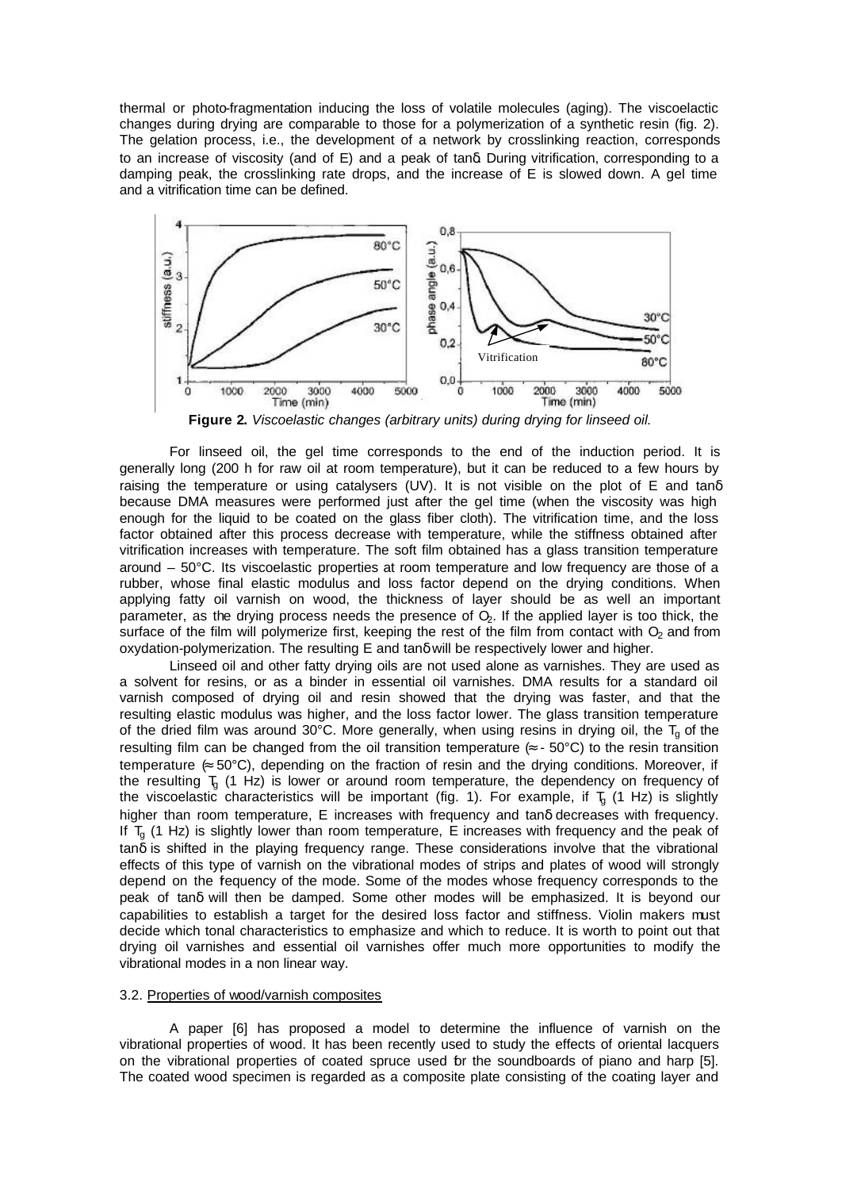thermal or photo-fragmentation inducing the loss of volatile molecules (aging). The viscoelactic changes during drying are comparable to those for a polymerization of a synthetic resin (fig. 2). The gelation process, i.e., the development of a network by crosslinking reaction, corresponds to an increase of viscosity (and of E) and a peak of tanδ. During vitrification, corresponding to a damping peak, the crosslinking rate drops, and the increase of E is slowed down. A gel time and a vitrification time can be defined.

**Figure 2.** *Viscoelastic changes (arbitrary units) during drying for linseed oil.*

For linseed oil, the gel time corresponds to the end of the induction period. It is generally long (200 h for raw oil at room temperature), but it can be reduced to a few hours by raising the temperature or using catalysers (UV). It is not visible on the plot of E and tanδ because DMA measures were performed just after the gel time (when the viscosity was high enough for the liquid to be coated on the glass fiber cloth). The vitrification time, and the loss factor obtained after this process decrease with temperature, while the stiffness obtained after vitrification increases with temperature. The soft film obtained has a glass transition temperature around – 50°C. Its viscoelastic properties at room temperature and low frequency are those of a rubber, whose final elastic modulus and loss factor depend on the drying conditions. When applying fatty oil varnish on wood, the thickness of layer should be as well an important parameter, as the drying process needs the presence of $O_2$. If the applied layer is too thick, the surface of the film will polymerize first, keeping the rest of the film from contact with $O_2$ and from oxydation-polymerization. The resulting E and tanδ will be respectively lower and higher.

Linseed oil and other fatty drying oils are not used alone as varnishes. They are used as a solvent for resins, or as a binder in essential oil varnishes. DMA results for a standard oil varnish composed of drying oil and resin showed that the drying was faster, and that the resulting elastic modulus was higher, and the loss factor lower. The glass transition temperature of the dried film was around 30°C. More generally, when using resins in drying oil, the $T_g$ of the resulting film can be changed from the oil transition temperature (≈ - 50°C) to the resin transition temperature (≈ 50°C), depending on the fraction of resin and the drying conditions. Moreover, if the resulting $T_g$ (1 Hz) is lower or around room temperature, the dependency on frequency of the viscoelastic characteristics will be important (fig. 1). For example, if $T_g$ (1 Hz) is slightly higher than room temperature, E increases with frequency and tanδ decreases with frequency. If $T_g$ (1 Hz) is slightly lower than room temperature, E increases with frequency and the peak of tanδ is shifted in the playing frequency range. These considerations involve that the vibrational effects of this type of varnish on the vibrational modes of strips and plates of wood will strongly depend on the fequency of the mode. Some of the modes whose frequency corresponds to the peak of tanδ will then be damped. Some other modes will be emphasized. It is beyond our capabilities to establish a target for the desired loss factor and stiffness. Violin makers must decide which tonal characteristics to emphasize and which to reduce. It is worth to point out that drying oil varnishes and essential oil varnishes offer much more opportunities to modify the vibrational modes in a non linear way.

3.2. Properties of wood/varnish composites

A paper [6] has proposed a model to determine the influence of varnish on the vibrational properties of wood. It has been recently used to study the effects of oriental lacquers on the vibrational properties of coated spruce used for the soundboards of piano and harp [5]. The coated wood specimen is regarded as a composite plate consisting of the coating layer and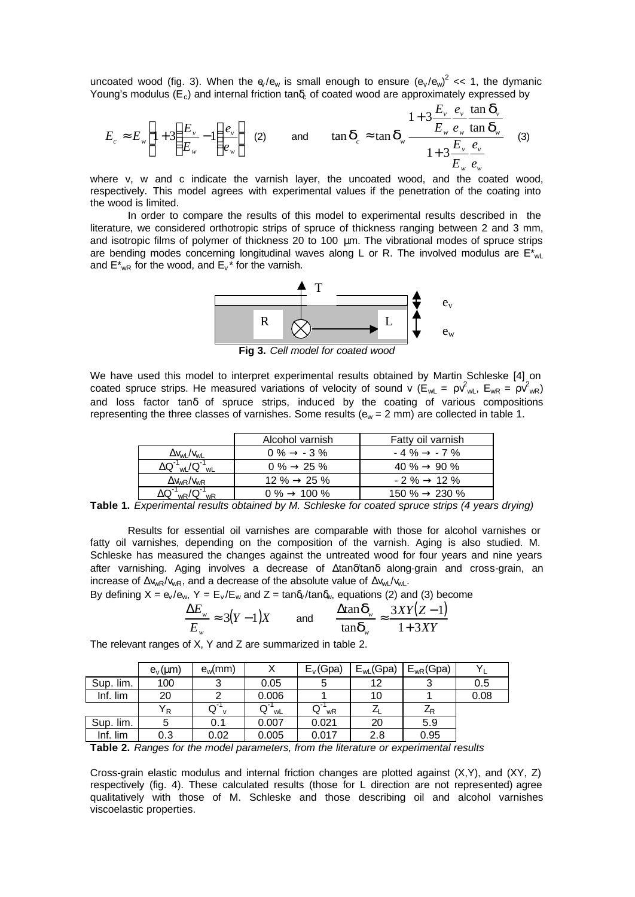uncoated wood (fig. 3). When the $e_v/e_w$ is small enough to ensure $(e_v/e_w)^2 << 1$, the dymanic Young's modulus ($E_c$) and internal friction $\tan\delta_c$ of coated wood are approximately expressed by

$$E_c \approx E_w\left(1+3\left(\frac{E_v}{E_w}-1\right)\frac{e_v}{e_w}\right) \quad (2) \qquad \text{and} \qquad \tan\delta_c \approx \tan\delta_w \frac{1+3\frac{E_v}{E_w}\frac{e_v}{e_w}\frac{\tan\delta_v}{\tan\delta_w}}{1+3\frac{E_v}{E_w}\frac{e_v}{e_w}} \quad (3)$$

where v, w and c indicate the varnish layer, the uncoated wood, and the coated wood, respectively. This model agrees with experimental values if the penetration of the coating into the wood is limited.

In order to compare the results of this model to experimental results described in the literature, we considered orthotropic strips of spruce of thickness ranging between 2 and 3 mm, and isotropic films of polymer of thickness 20 to 100 µm. The vibrational modes of spruce strips are bending modes concerning longitudinal waves along L or R. The involved modulus are $E^*_{wL}$ and $E^*_{wR}$ for the wood, and $E_v^*$ for the varnish.

T

R

L

$e_v$

$e_w$

**Fig 3.** *Cell model for coated wood*

We have used this model to interpret experimental results obtained by Martin Schleske [4] on coated spruce strips. He measured variations of velocity of sound v ($E_{wL} = \rho v^2_{wL}$, $E_{wR} = \rho v^2_{wR}$) and loss factor $\tan\delta$ of spruce strips, induced by the coating of various compositions representing the three classes of varnishes. Some results ($e_w$ = 2 mm) are collected in table 1.

| | Alcohol varnish | Fatty oil varnish |
|---|---|---|
| $\Delta v_{wL}/v_{wL}$ | 0 % → - 3 % | - 4 % → - 7 % |
| $\Delta Q^{-1}_{wL}/Q^{-1}_{wL}$ | 0 % → 25 % | 40 % → 90 % |
| $\Delta v_{wR}/v_{wR}$ | 12 % → 25 % | - 2 % → 12 % |
| $\Delta Q^{-1}_{wR}/Q^{-1}_{wR}$ | 0 % → 100 % | 150 % → 230 % |

**Table 1.** *Experimental results obtained by M. Schleske for coated spruce strips (4 years drying)*

Results for essential oil varnishes are comparable with those for alcohol varnishes or fatty oil varnishes, depending on the composition of the varnish. Aging is also studied. M. Schleske has measured the changes against the untreated wood for four years and nine years after varnishing. Aging involves a decrease of $\Delta\tan\delta/\tan\delta$ along-grain and cross-grain, an increase of $\Delta v_{wR}/v_{wR}$, and a decrease of the absolute value of $\Delta v_{wL}/v_{wL}$.

By defining $X = e_v/e_w$, $Y = E_v/E_w$ and $Z = \tan\delta_v/\tan\delta_w$, equations (2) and (3) become

$$\frac{\Delta E_w}{E_w} \approx 3(Y-1)X \qquad \text{and} \qquad \frac{\Delta\tan\delta_w}{\tan\delta_w} \approx \frac{3XY(Z-1)}{1+3XY}$$

The relevant ranges of X, Y and Z are summarized in table 2.

| | $e_v$ (µm) | $e_w$(mm) | X | $E_v$(Gpa) | $E_{wL}$(Gpa) | $E_{wR}$(Gpa) | $Y_L$ |
|---|---|---|---|---|---|---|---|
| Sup. lim. | 100 | 3 | 0.05 | 5 | 12 | 3 | 0.5 |
| Inf. lim | 20 | 2 | 0.006 | 1 | 10 | 1 | 0.08 |
| | $Y_R$ | $Q^{-1}_v$ | $Q^{-1}_{wL}$ | $Q^{-1}_{wR}$ | $Z_L$ | $Z_R$ | |
| Sup. lim. | 5 | 0.1 | 0.007 | 0.021 | 20 | 5.9 | |
| Inf. lim | 0.3 | 0.02 | 0.005 | 0.017 | 2.8 | 0.95 | |

**Table 2.** *Ranges for the model parameters, from the literature or experimental results*

Cross-grain elastic modulus and internal friction changes are plotted against (X,Y), and (XY, Z) respectively (fig. 4). These calculated results (those for L direction are not represented) agree qualitatively with those of M. Schleske and those describing oil and alcohol varnishes viscoelastic properties.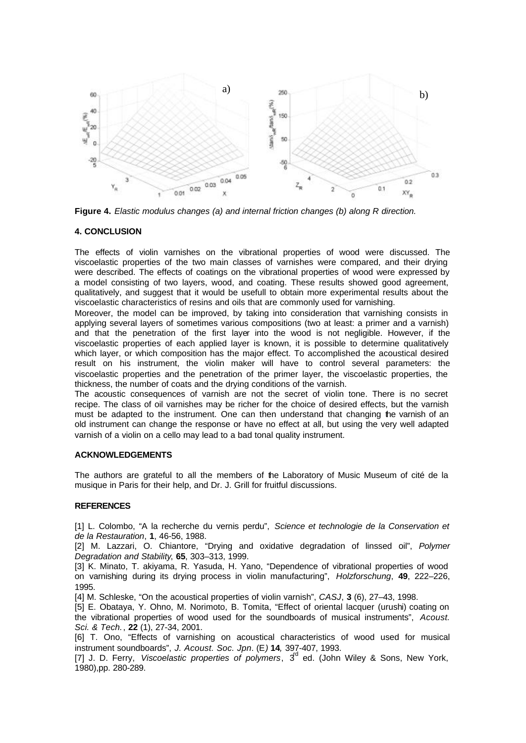a)

60
40
$\Delta E_{wR}/E_{wR}$(%)
20
0
-20
5
3
$Y_R$
1
0.01
0.02
0.03
0.04
0.05
X

b)

250
150
$\Delta\tan\delta_{wR}/\tan\delta_{wR}$(%)
50
-50
6
4
$Z_R$
2
0
0.1
0.2
0.3
$XY_R$

**Figure 4.** *Elastic modulus changes (a) and internal friction changes (b) along R direction.*

## 4. CONCLUSION

The effects of violin varnishes on the vibrational properties of wood were discussed. The viscoelastic properties of the two main classes of varnishes were compared, and their drying were described. The effects of coatings on the vibrational properties of wood were expressed by a model consisting of two layers, wood, and coating. These results showed good agreement, qualitatively, and suggest that it would be usefull to obtain more experimental results about the viscoelastic characteristics of resins and oils that are commonly used for varnishing.

Moreover, the model can be improved, by taking into consideration that varnishing consists in applying several layers of sometimes various compositions (two at least: a primer and a varnish) and that the penetration of the first layer into the wood is not negligible. However, if the viscoelastic properties of each applied layer is known, it is possible to determine qualitatively which layer, or which composition has the major effect. To accomplished the acoustical desired result on his instrument, the violin maker will have to control several parameters: the viscoelastic properties and the penetration of the primer layer, the viscoelastic properties, the thickness, the number of coats and the drying conditions of the varnish.

The acoustic consequences of varnish are not the secret of violin tone. There is no secret recipe. The class of oil varnishes may be richer for the choice of desired effects, but the varnish must be adapted to the instrument. One can then understand that changing the varnish of an old instrument can change the response or have no effect at all, but using the very well adapted varnish of a violin on a cello may lead to a bad tonal quality instrument.

## ACKNOWLEDGEMENTS

The authors are grateful to all the members of the Laboratory of Music Museum of cité de la musique in Paris for their help, and Dr. J. Grill for fruitful discussions.

## REFERENCES

[1] L. Colombo, "A la recherche du vernis perdu", *Science et technologie de la Conservation et de la Restauration*, **1**, 46-56, 1988.

[2] M. Lazzari, O. Chiantore, "Drying and oxidative degradation of linssed oil", *Polymer Degradation and Stability*, **65**, 303–313, 1999.

[3] K. Minato, T. akiyama, R. Yasuda, H. Yano, "Dependence of vibrational properties of wood on varnishing during its drying process in violin manufacturing", *Holzforschung*, **49**, 222–226, 1995.

[4] M. Schleske, "On the acoustical properties of violin varnish", *CASJ*, **3** (6), 27–43, 1998.

[5] E. Obataya, Y. Ohno, M. Norimoto, B. Tomita, "Effect of oriental lacquer (urushi) coating on the vibrational properties of wood used for the soundboards of musical instruments", *Acoust. Sci. & Tech.*, **22** (1), 27-34, 2001.

[6] T. Ono, "Effects of varnishing on acoustical characteristics of wood used for musical instrument soundboards", *J. Acoust. Soc. Jpn*. (E*)* **14***,* 397-407, 1993.

[7] J. D. Ferry, *Viscoelastic properties of polymers*, 3rd ed. (John Wiley & Sons, New York, 1980),pp. 280-289.